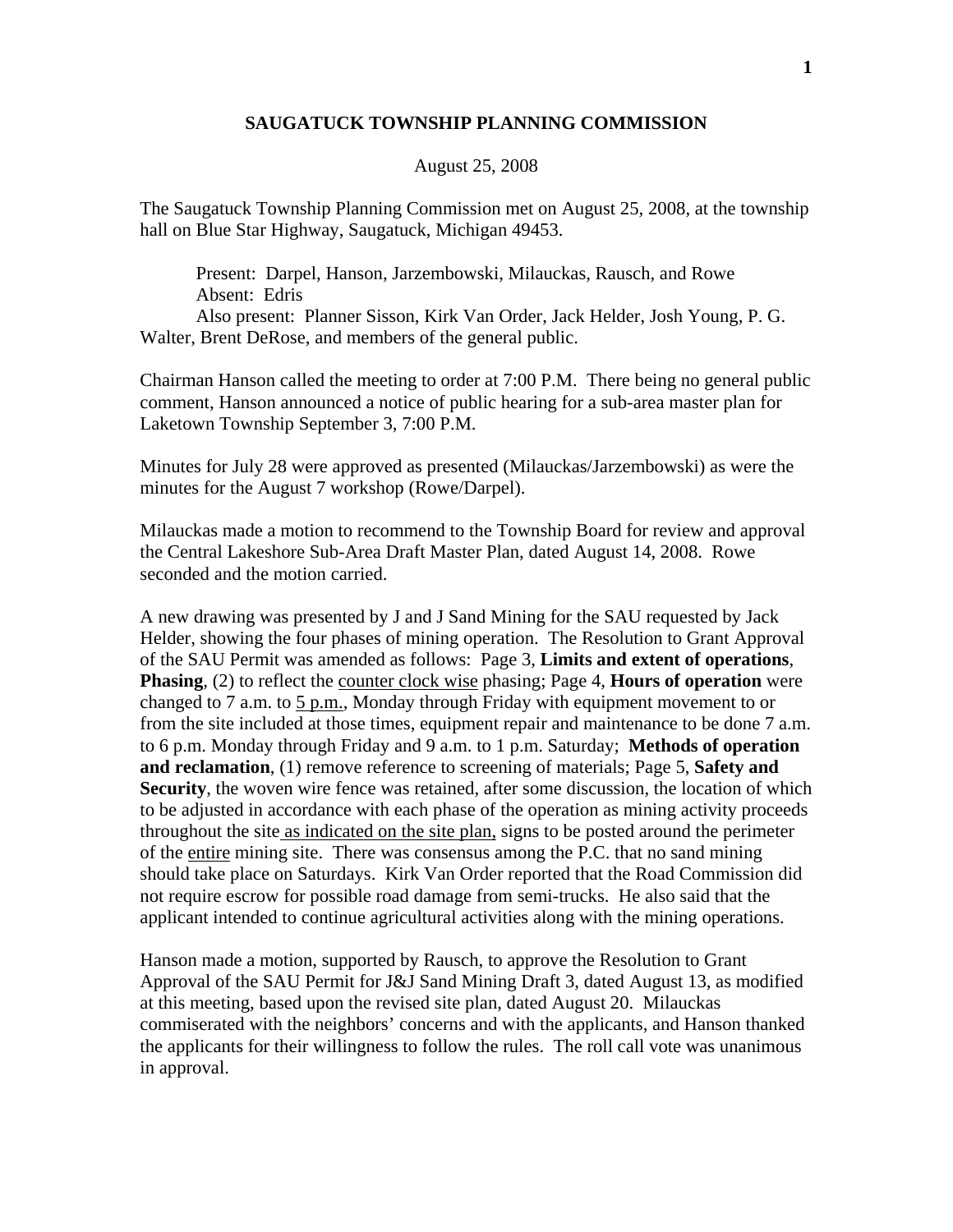# SAUGATUCK TOWNSHIP PLANNING COMMISSION

August 25, 2008

The Saugatuck Township Planning Commission met on August 25, 2008, at the township hall on Blue Star Highway, Saugatuck, Michigan 49453.

Present: Darpel, Hanson, Jarzembowski, Milauckas, Rausch, and Rowe
Absent: Edris
Also present: Planner Sisson, Kirk Van Order, Jack Helder, Josh Young, P. G. Walter, Brent DeRose, and members of the general public.

Chairman Hanson called the meeting to order at 7:00 P.M. There being no general public comment, Hanson announced a notice of public hearing for a sub-area master plan for Laketown Township September 3, 7:00 P.M.

Minutes for July 28 were approved as presented (Milauckas/Jarzembowski) as were the minutes for the August 7 workshop (Rowe/Darpel).

Milauckas made a motion to recommend to the Township Board for review and approval the Central Lakeshore Sub-Area Draft Master Plan, dated August 14, 2008. Rowe seconded and the motion carried.

A new drawing was presented by J and J Sand Mining for the SAU requested by Jack Helder, showing the four phases of mining operation. The Resolution to Grant Approval of the SAU Permit was amended as follows: Page 3, **Limits and extent of operations**, **Phasing**, (2) to reflect the <u>counter clock wise</u> phasing; Page 4, **Hours of operation** were changed to 7 a.m. to <u>5 p.m.</u>, Monday through Friday with equipment movement to or from the site included at those times, equipment repair and maintenance to be done 7 a.m. to 6 p.m. Monday through Friday and 9 a.m. to 1 p.m. Saturday; **Methods of operation and reclamation**, (1) remove reference to screening of materials; Page 5, **Safety and Security**, the woven wire fence was retained, after some discussion, the location of which to be adjusted in accordance with each phase of the operation as mining activity proceeds throughout the site <u>as indicated on the site plan,</u> signs to be posted around the perimeter of the <u>entire</u> mining site. There was consensus among the P.C. that no sand mining should take place on Saturdays. Kirk Van Order reported that the Road Commission did not require escrow for possible road damage from semi-trucks. He also said that the applicant intended to continue agricultural activities along with the mining operations.

Hanson made a motion, supported by Rausch, to approve the Resolution to Grant Approval of the SAU Permit for J&J Sand Mining Draft 3, dated August 13, as modified at this meeting, based upon the revised site plan, dated August 20. Milauckas commiserated with the neighbors' concerns and with the applicants, and Hanson thanked the applicants for their willingness to follow the rules. The roll call vote was unanimous in approval.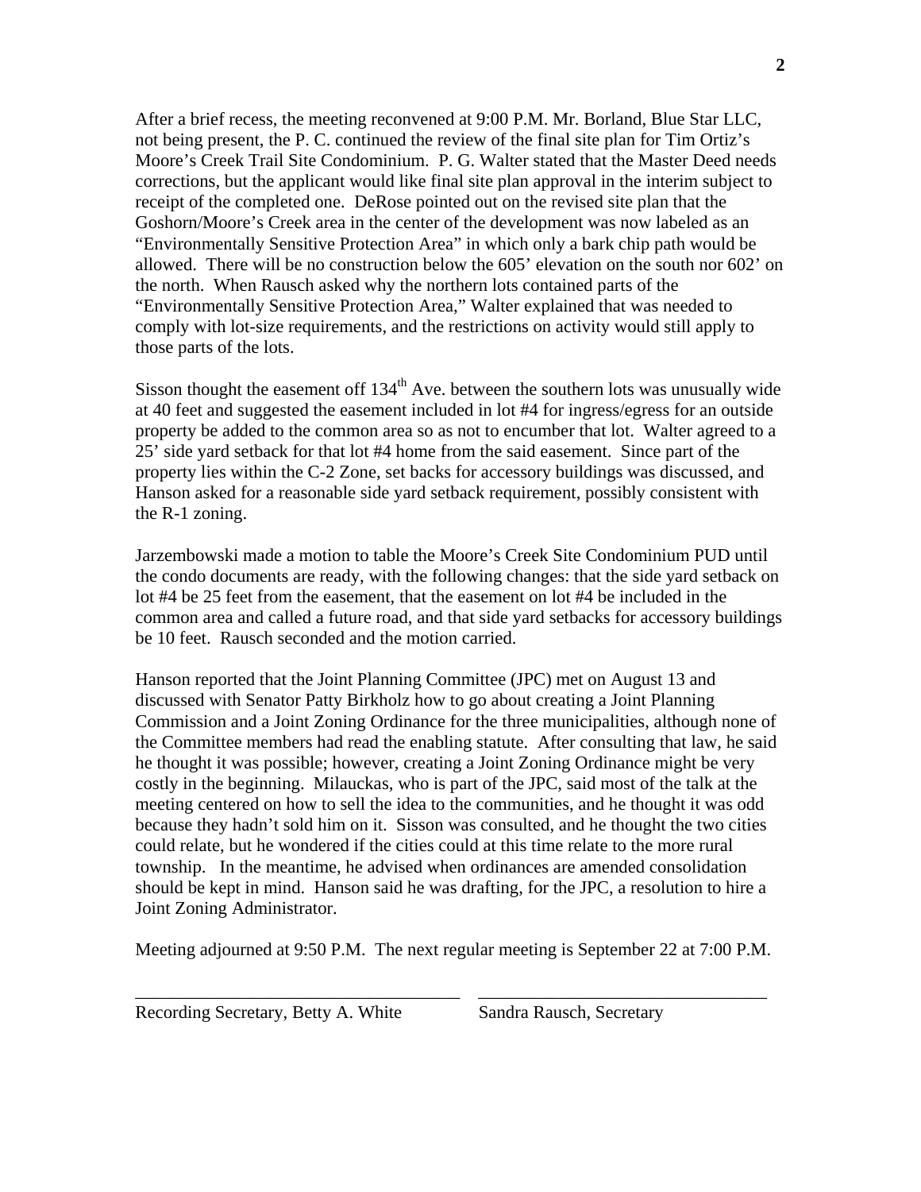After a brief recess, the meeting reconvened at 9:00 P.M. Mr. Borland, Blue Star LLC, not being present, the P. C. continued the review of the final site plan for Tim Ortiz's Moore's Creek Trail Site Condominium. P. G. Walter stated that the Master Deed needs corrections, but the applicant would like final site plan approval in the interim subject to receipt of the completed one. DeRose pointed out on the revised site plan that the Goshorn/Moore's Creek area in the center of the development was now labeled as an "Environmentally Sensitive Protection Area" in which only a bark chip path would be allowed. There will be no construction below the 605' elevation on the south nor 602' on the north. When Rausch asked why the northern lots contained parts of the "Environmentally Sensitive Protection Area," Walter explained that was needed to comply with lot-size requirements, and the restrictions on activity would still apply to those parts of the lots.

Sisson thought the easement off 134th Ave. between the southern lots was unusually wide at 40 feet and suggested the easement included in lot #4 for ingress/egress for an outside property be added to the common area so as not to encumber that lot. Walter agreed to a 25' side yard setback for that lot #4 home from the said easement. Since part of the property lies within the C-2 Zone, set backs for accessory buildings was discussed, and Hanson asked for a reasonable side yard setback requirement, possibly consistent with the R-1 zoning.

Jarzembowski made a motion to table the Moore's Creek Site Condominium PUD until the condo documents are ready, with the following changes: that the side yard setback on lot #4 be 25 feet from the easement, that the easement on lot #4 be included in the common area and called a future road, and that side yard setbacks for accessory buildings be 10 feet. Rausch seconded and the motion carried.

Hanson reported that the Joint Planning Committee (JPC) met on August 13 and discussed with Senator Patty Birkholz how to go about creating a Joint Planning Commission and a Joint Zoning Ordinance for the three municipalities, although none of the Committee members had read the enabling statute. After consulting that law, he said he thought it was possible; however, creating a Joint Zoning Ordinance might be very costly in the beginning. Milauckas, who is part of the JPC, said most of the talk at the meeting centered on how to sell the idea to the communities, and he thought it was odd because they hadn't sold him on it. Sisson was consulted, and he thought the two cities could relate, but he wondered if the cities could at this time relate to the more rural township. In the meantime, he advised when ordinances are amended consolidation should be kept in mind. Hanson said he was drafting, for the JPC, a resolution to hire a Joint Zoning Administrator.

Meeting adjourned at 9:50 P.M. The next regular meeting is September 22 at 7:00 P.M.

\_\_\_\_\_\_\_\_\_\_\_\_\_\_\_\_\_\_\_\_\_\_\_\_\_\_\_\_\_\_\_\_\_\_\_\_ \_\_\_\_\_\_\_\_\_\_\_\_\_\_\_\_\_\_\_\_\_\_\_\_\_\_\_\_\_\_\_\_\_

Recording Secretary, Betty A. White    Sandra Rausch, Secretary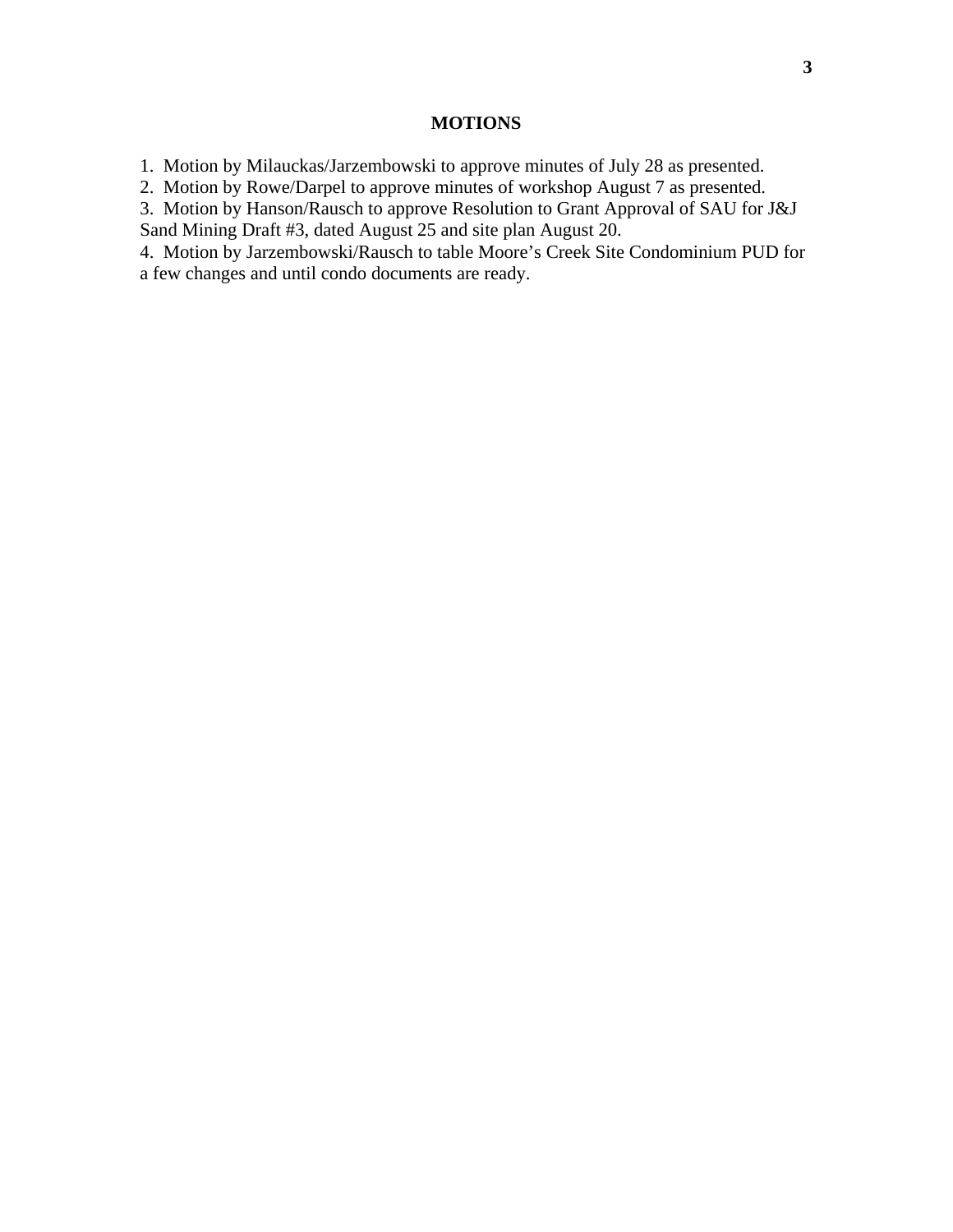## MOTIONS

1. Motion by Milauckas/Jarzembowski to approve minutes of July 28 as presented.
2. Motion by Rowe/Darpel to approve minutes of workshop August 7 as presented.
3. Motion by Hanson/Rausch to approve Resolution to Grant Approval of SAU for J&J Sand Mining Draft #3, dated August 25 and site plan August 20.
4. Motion by Jarzembowski/Rausch to table Moore's Creek Site Condominium PUD for a few changes and until condo documents are ready.